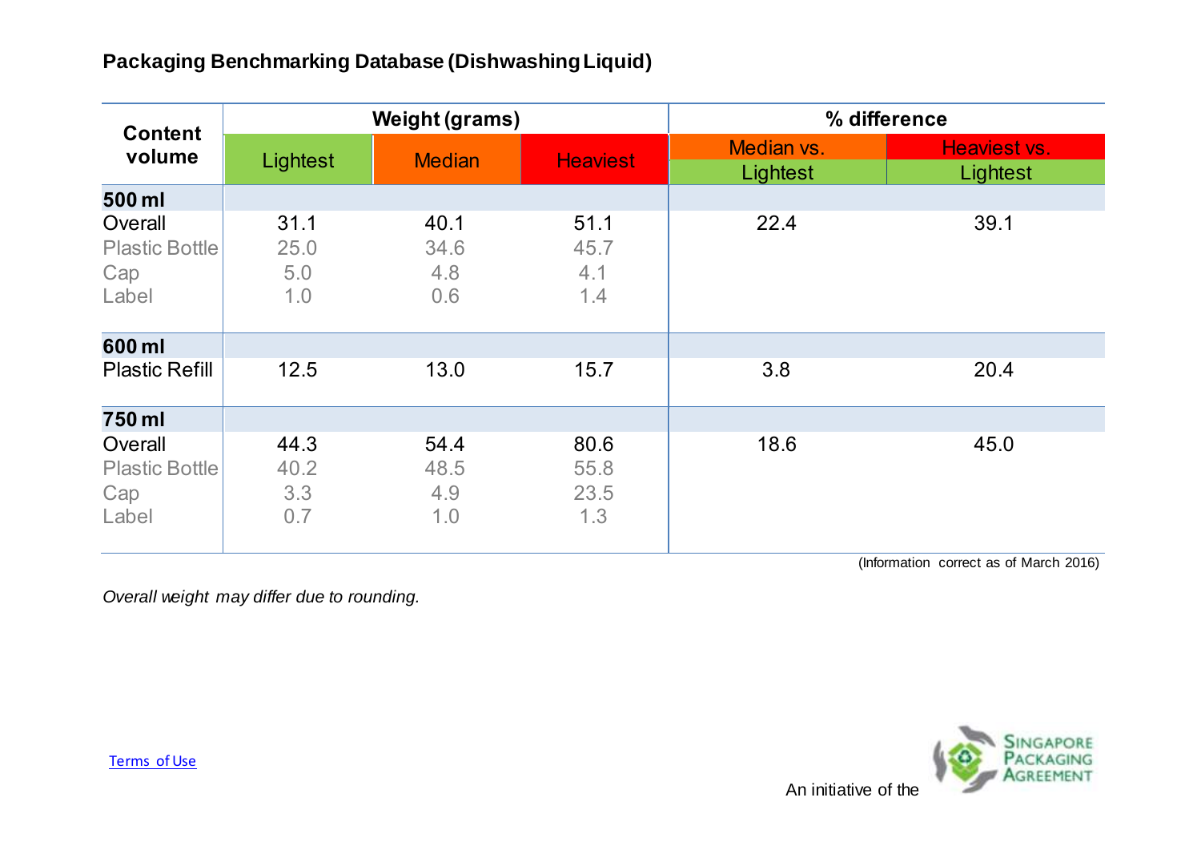## Packaging Benchmarking Database (Dishwashing Liquid)

| Content volume | Weight (grams) | | | % difference | |
|---|---|---|---|---|---|
| | Lightest | Median | Heaviest | Median vs. Lightest | Heaviest vs. Lightest |
| **500 ml** | | | | | |
| Overall | 31.1 | 40.1 | 51.1 | 22.4 | 39.1 |
| Plastic Bottle | 25.0 | 34.6 | 45.7 | | |
| Cap | 5.0 | 4.8 | 4.1 | | |
| Label | 1.0 | 0.6 | 1.4 | | |
| **600 ml** | | | | | |
| Plastic Refill | 12.5 | 13.0 | 15.7 | 3.8 | 20.4 |
| **750 ml** | | | | | |
| Overall | 44.3 | 54.4 | 80.6 | 18.6 | 45.0 |
| Plastic Bottle | 40.2 | 48.5 | 55.8 | | |
| Cap | 3.3 | 4.9 | 23.5 | | |
| Label | 0.7 | 1.0 | 1.3 | | |

(Information correct as of March 2016)

*Overall weight may differ due to rounding.*

Terms of Use

An initiative of the Singapore Packaging Agreement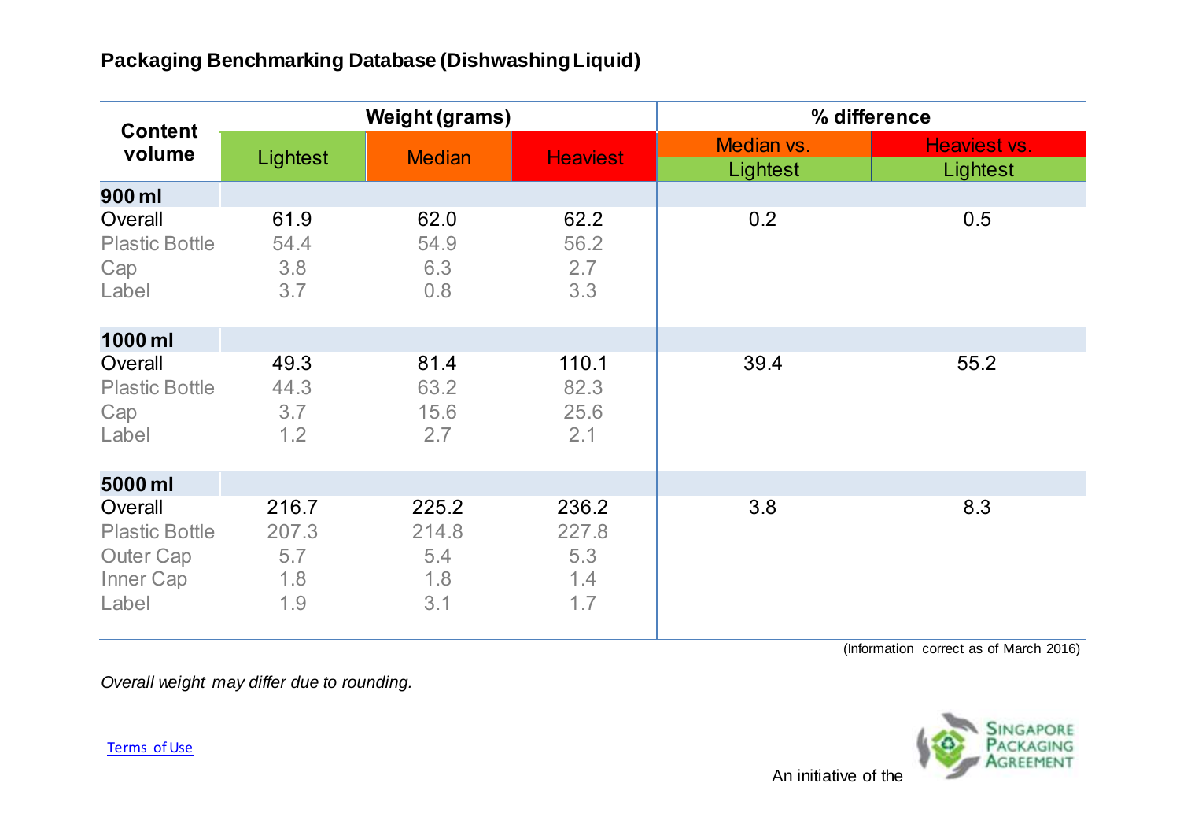**Packaging Benchmarking Database (Dishwashing Liquid)**

| Content volume | Weight (grams) | | | % difference | |
|---|---|---|---|---|---|
| | Lightest | Median | Heaviest | Median vs. Lightest | Heaviest vs. Lightest |
| **900 ml** | | | | | |
| Overall | 61.9 | 62.0 | 62.2 | 0.2 | 0.5 |
| Plastic Bottle | 54.4 | 54.9 | 56.2 | | |
| Cap | 3.8 | 6.3 | 2.7 | | |
| Label | 3.7 | 0.8 | 3.3 | | |
| **1000 ml** | | | | | |
| Overall | 49.3 | 81.4 | 110.1 | 39.4 | 55.2 |
| Plastic Bottle | 44.3 | 63.2 | 82.3 | | |
| Cap | 3.7 | 15.6 | 25.6 | | |
| Label | 1.2 | 2.7 | 2.1 | | |
| **5000 ml** | | | | | |
| Overall | 216.7 | 225.2 | 236.2 | 3.8 | 8.3 |
| Plastic Bottle | 207.3 | 214.8 | 227.8 | | |
| Outer Cap | 5.7 | 5.4 | 5.3 | | |
| Inner Cap | 1.8 | 1.8 | 1.4 | | |
| Label | 1.9 | 3.1 | 1.7 | | |

(Information correct as of March 2016)

*Overall weight may differ due to rounding.*

Terms of Use

An initiative of the Singapore Packaging Agreement